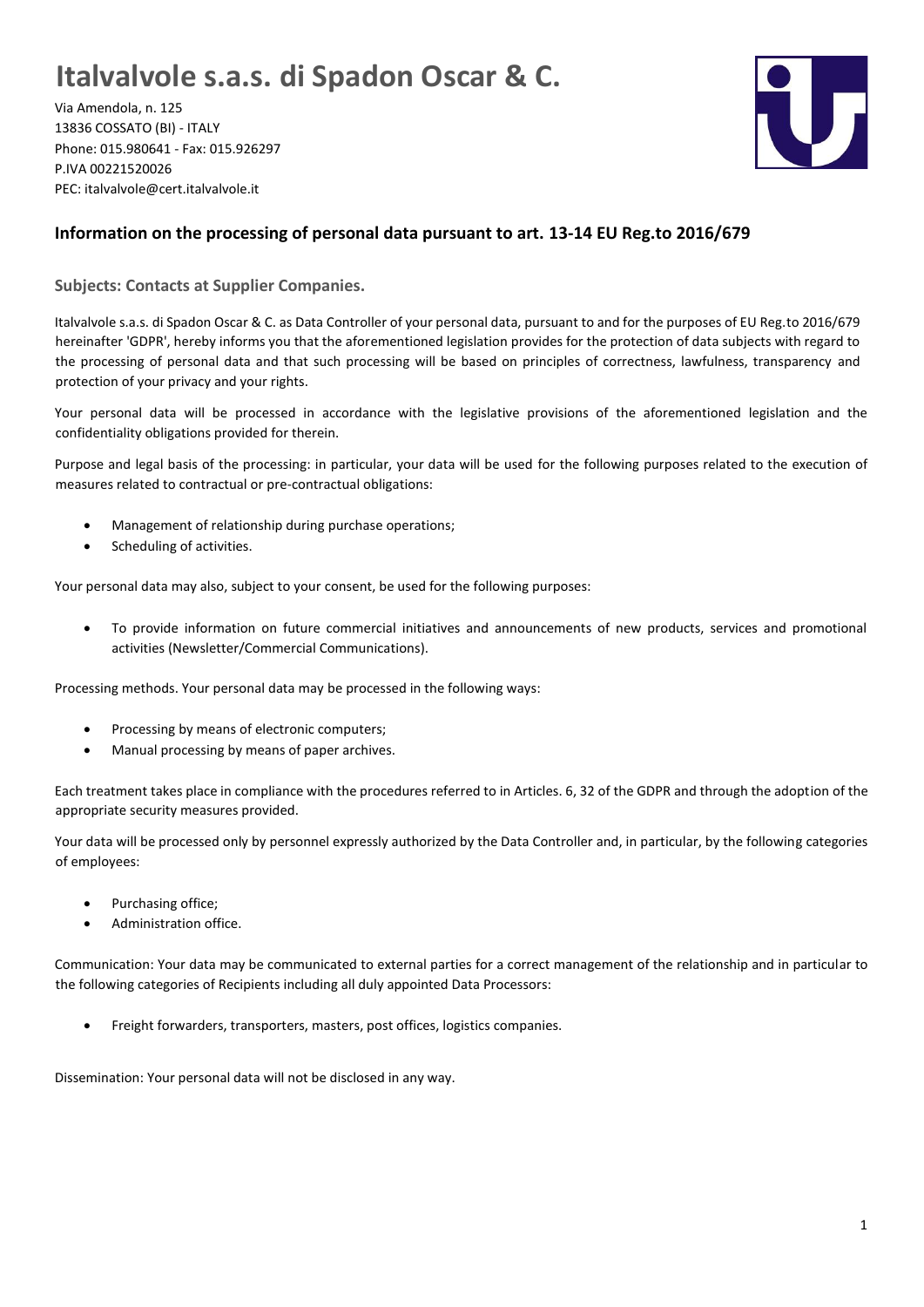# Italvalvole s.a.s. di Spadon Oscar & C.

Via Amendola, n. 125
13836 COSSATO (BI) - ITALY
Phone: 015.980641 - Fax: 015.926297
P.IVA 00221520026
PEC: italvalvole@cert.italvalvole.it

## Information on the processing of personal data pursuant to art. 13-14 EU Reg.to 2016/679

### Subjects: Contacts at Supplier Companies.

Italvalvole s.a.s. di Spadon Oscar & C. as Data Controller of your personal data, pursuant to and for the purposes of EU Reg.to 2016/679 hereinafter 'GDPR', hereby informs you that the aforementioned legislation provides for the protection of data subjects with regard to the processing of personal data and that such processing will be based on principles of correctness, lawfulness, transparency and protection of your privacy and your rights.

Your personal data will be processed in accordance with the legislative provisions of the aforementioned legislation and the confidentiality obligations provided for therein.

Purpose and legal basis of the processing: in particular, your data will be used for the following purposes related to the execution of measures related to contractual or pre-contractual obligations:

- Management of relationship during purchase operations;
- Scheduling of activities.

Your personal data may also, subject to your consent, be used for the following purposes:

- To provide information on future commercial initiatives and announcements of new products, services and promotional activities (Newsletter/Commercial Communications).

Processing methods. Your personal data may be processed in the following ways:

- Processing by means of electronic computers;
- Manual processing by means of paper archives.

Each treatment takes place in compliance with the procedures referred to in Articles. 6, 32 of the GDPR and through the adoption of the appropriate security measures provided.

Your data will be processed only by personnel expressly authorized by the Data Controller and, in particular, by the following categories of employees:

- Purchasing office;
- Administration office.

Communication: Your data may be communicated to external parties for a correct management of the relationship and in particular to the following categories of Recipients including all duly appointed Data Processors:

- Freight forwarders, transporters, masters, post offices, logistics companies.

Dissemination: Your personal data will not be disclosed in any way.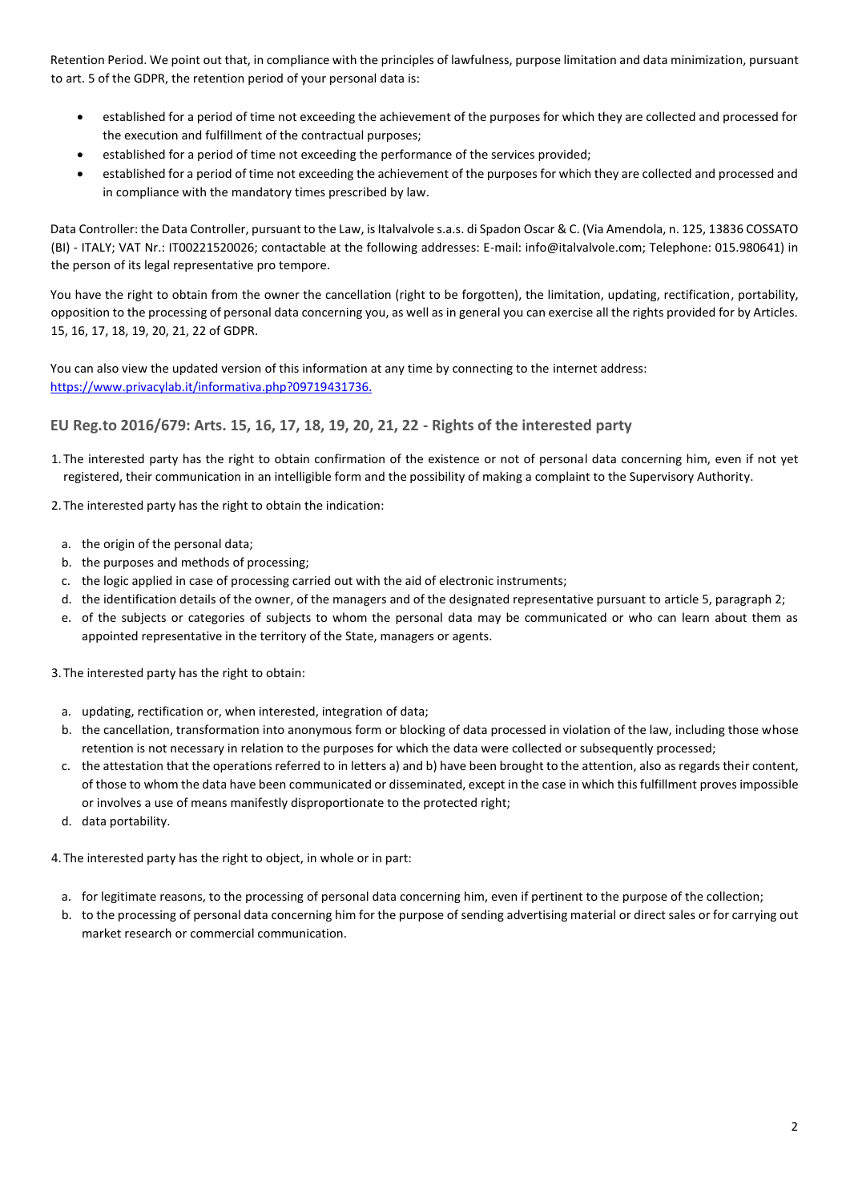Retention Period. We point out that, in compliance with the principles of lawfulness, purpose limitation and data minimization, pursuant to art. 5 of the GDPR, the retention period of your personal data is:

- established for a period of time not exceeding the achievement of the purposes for which they are collected and processed for the execution and fulfillment of the contractual purposes;
- established for a period of time not exceeding the performance of the services provided;
- established for a period of time not exceeding the achievement of the purposes for which they are collected and processed and in compliance with the mandatory times prescribed by law.

Data Controller: the Data Controller, pursuant to the Law, is Italvalvole s.a.s. di Spadon Oscar & C. (Via Amendola, n. 125, 13836 COSSATO (BI) - ITALY; VAT Nr.: IT00221520026; contactable at the following addresses: E-mail: info@italvalvole.com; Telephone: 015.980641) in the person of its legal representative pro tempore.

You have the right to obtain from the owner the cancellation (right to be forgotten), the limitation, updating, rectification, portability, opposition to the processing of personal data concerning you, as well as in general you can exercise all the rights provided for by Articles. 15, 16, 17, 18, 19, 20, 21, 22 of GDPR.

You can also view the updated version of this information at any time by connecting to the internet address: https://www.privacylab.it/informativa.php?09719431736.

## EU Reg.to 2016/679: Arts. 15, 16, 17, 18, 19, 20, 21, 22 - Rights of the interested party

1. The interested party has the right to obtain confirmation of the existence or not of personal data concerning him, even if not yet registered, their communication in an intelligible form and the possibility of making a complaint to the Supervisory Authority.

2. The interested party has the right to obtain the indication:

   a. the origin of the personal data;
   b. the purposes and methods of processing;
   c. the logic applied in case of processing carried out with the aid of electronic instruments;
   d. the identification details of the owner, of the managers and of the designated representative pursuant to article 5, paragraph 2;
   e. of the subjects or categories of subjects to whom the personal data may be communicated or who can learn about them as appointed representative in the territory of the State, managers or agents.

3. The interested party has the right to obtain:

   a. updating, rectification or, when interested, integration of data;
   b. the cancellation, transformation into anonymous form or blocking of data processed in violation of the law, including those whose retention is not necessary in relation to the purposes for which the data were collected or subsequently processed;
   c. the attestation that the operations referred to in letters a) and b) have been brought to the attention, also as regards their content, of those to whom the data have been communicated or disseminated, except in the case in which this fulfillment proves impossible or involves a use of means manifestly disproportionate to the protected right;
   d. data portability.

4. The interested party has the right to object, in whole or in part:

   a. for legitimate reasons, to the processing of personal data concerning him, even if pertinent to the purpose of the collection;
   b. to the processing of personal data concerning him for the purpose of sending advertising material or direct sales or for carrying out market research or commercial communication.